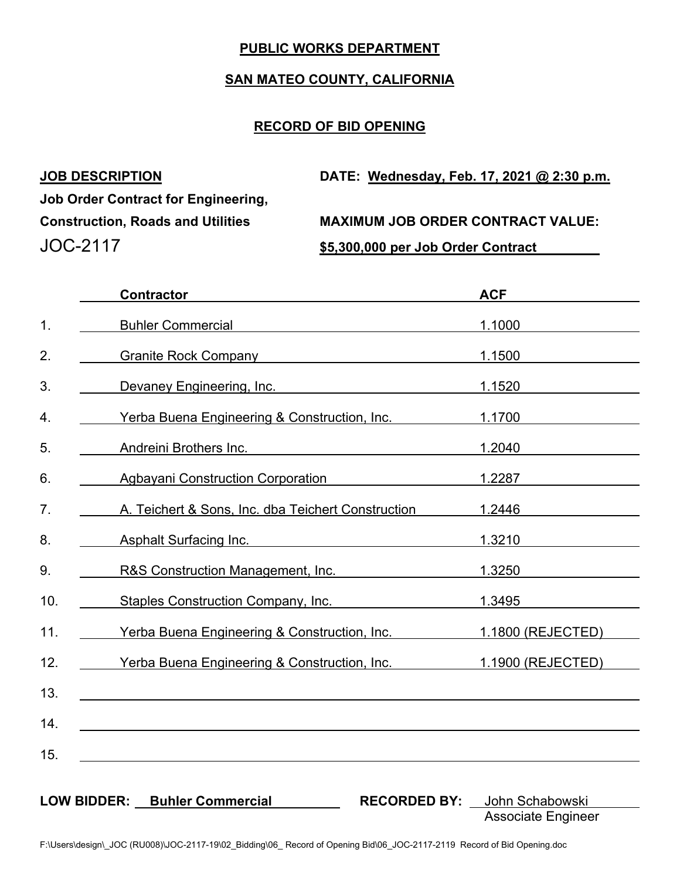**PUBLIC WORKS DEPARTMENT**

**SAN MATEO COUNTY, CALIFORNIA**

**RECORD OF BID OPENING**

**JOB DESCRIPTION**

**Job Order Contract for Engineering, Construction, Roads and Utilities**

JOC-2117

**DATE: Wednesday, Feb. 17, 2021 @ 2:30 p.m.**

**MAXIMUM JOB ORDER CONTRACT VALUE:**

**$5,300,000 per Job Order Contract**

| | Contractor | ACF |
|---|---|---|
| 1. | Buhler Commercial | 1.1000 |
| 2. | Granite Rock Company | 1.1500 |
| 3. | Devaney Engineering, Inc. | 1.1520 |
| 4. | Yerba Buena Engineering & Construction, Inc. | 1.1700 |
| 5. | Andreini Brothers Inc. | 1.2040 |
| 6. | Agbayani Construction Corporation | 1.2287 |
| 7. | A. Teichert & Sons, Inc. dba Teichert Construction | 1.2446 |
| 8. | Asphalt Surfacing Inc. | 1.3210 |
| 9. | R&S Construction Management, Inc. | 1.3250 |
| 10. | Staples Construction Company, Inc. | 1.3495 |
| 11. | Yerba Buena Engineering & Construction, Inc. | 1.1800 (REJECTED) |
| 12. | Yerba Buena Engineering & Construction, Inc. | 1.1900 (REJECTED) |
| 13. | | |
| 14. | | |
| 15. | | |

**LOW BIDDER:** **Buhler Commercial**

**RECORDED BY:** John Schabowski
Associate Engineer

F:\Users\design\_JOC (RU008)\JOC-2117-19\02_Bidding\06_ Record of Opening Bid\06_JOC-2117-2119 Record of Bid Opening.doc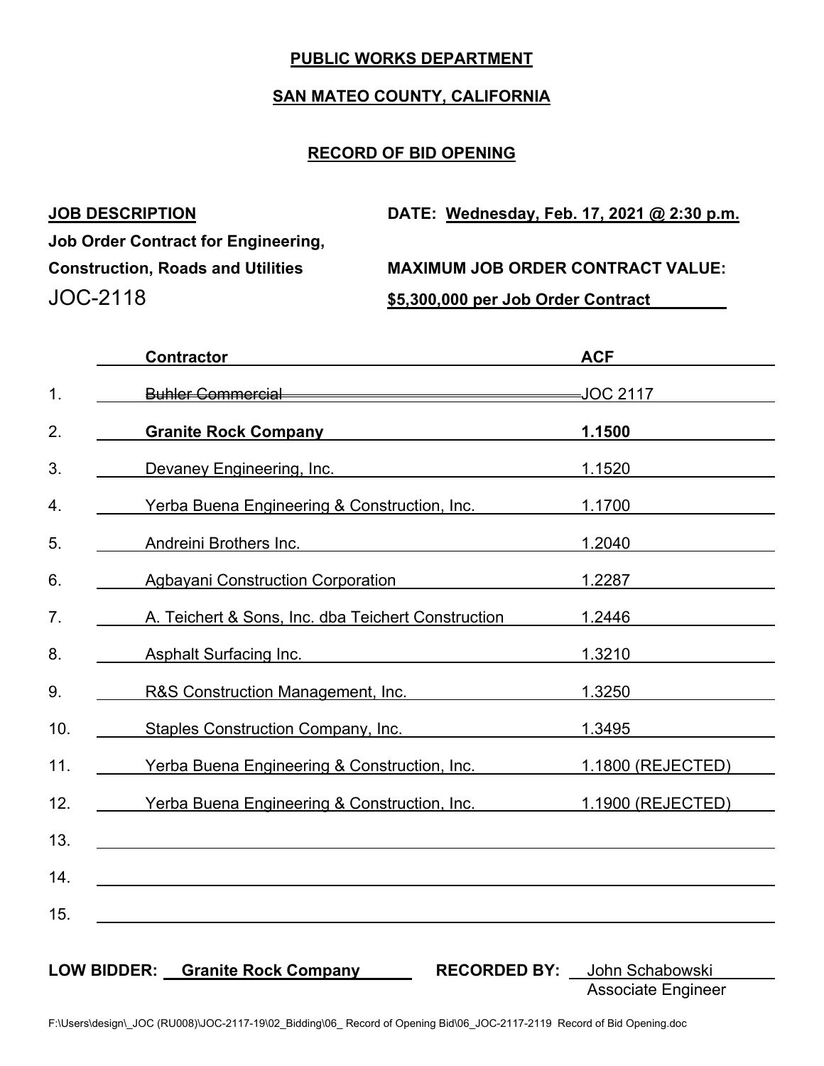**PUBLIC WORKS DEPARTMENT**

**SAN MATEO COUNTY, CALIFORNIA**

**RECORD OF BID OPENING**

**JOB DESCRIPTION**

**Job Order Contract for Engineering, Construction, Roads and Utilities**

JOC-2118

**DATE: Wednesday, Feb. 17, 2021 @ 2:30 p.m.**

**MAXIMUM JOB ORDER CONTRACT VALUE:**

**$5,300,000 per Job Order Contract**

| | Contractor | ACF |
|---|---|---|
| 1. | ~~Buhler Commercial~~ | JOC 2117 |
| 2. | **Granite Rock Company** | **1.1500** |
| 3. | Devaney Engineering, Inc. | 1.1520 |
| 4. | Yerba Buena Engineering & Construction, Inc. | 1.1700 |
| 5. | Andreini Brothers Inc. | 1.2040 |
| 6. | Agbayani Construction Corporation | 1.2287 |
| 7. | A. Teichert & Sons, Inc. dba Teichert Construction | 1.2446 |
| 8. | Asphalt Surfacing Inc. | 1.3210 |
| 9. | R&S Construction Management, Inc. | 1.3250 |
| 10. | Staples Construction Company, Inc. | 1.3495 |
| 11. | Yerba Buena Engineering & Construction, Inc. | 1.1800 (REJECTED) |
| 12. | Yerba Buena Engineering & Construction, Inc. | 1.1900 (REJECTED) |
| 13. | | |
| 14. | | |
| 15. | | |

**LOW BIDDER:** **Granite Rock Company**

**RECORDED BY:** John Schabowski
Associate Engineer

F:\Users\design\_JOC (RU008)\JOC-2117-19\02_Bidding\06_ Record of Opening Bid\06_JOC-2117-2119 Record of Bid Opening.doc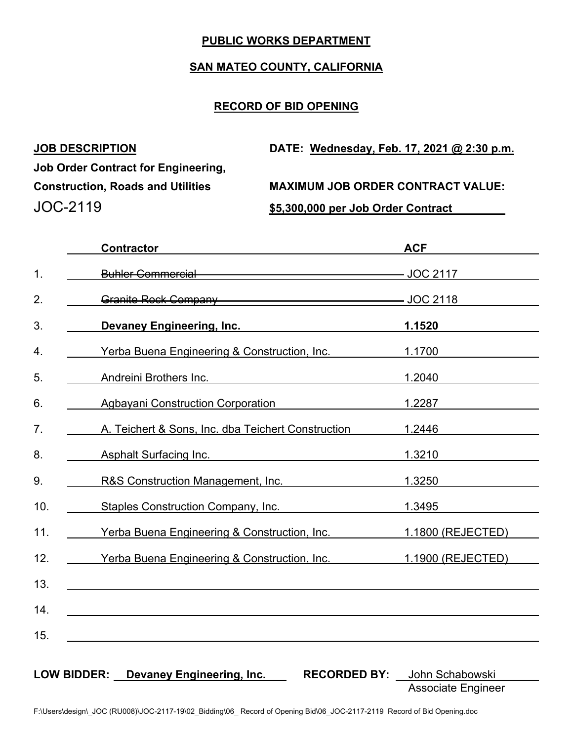**PUBLIC WORKS DEPARTMENT**

**SAN MATEO COUNTY, CALIFORNIA**

**RECORD OF BID OPENING**

**JOB DESCRIPTION**

**Job Order Contract for Engineering, Construction, Roads and Utilities**

JOC-2119

**DATE: Wednesday, Feb. 17, 2021 @ 2:30 p.m.**

**MAXIMUM JOB ORDER CONTRACT VALUE:**

**$5,300,000 per Job Order Contract**

| | Contractor | ACF |
|---|---|---|
| 1. | ~~Buhler Commercial~~ | JOC 2117 |
| 2. | ~~Granite Rock Company~~ | JOC 2118 |
| 3. | **Devaney Engineering, Inc.** | **1.1520** |
| 4. | Yerba Buena Engineering & Construction, Inc. | 1.1700 |
| 5. | Andreini Brothers Inc. | 1.2040 |
| 6. | Agbayani Construction Corporation | 1.2287 |
| 7. | A. Teichert & Sons, Inc. dba Teichert Construction | 1.2446 |
| 8. | Asphalt Surfacing Inc. | 1.3210 |
| 9. | R&S Construction Management, Inc. | 1.3250 |
| 10. | Staples Construction Company, Inc. | 1.3495 |
| 11. | Yerba Buena Engineering & Construction, Inc. | 1.1800 (REJECTED) |
| 12. | Yerba Buena Engineering & Construction, Inc. | 1.1900 (REJECTED) |
| 13. | | |
| 14. | | |
| 15. | | |

**LOW BIDDER:** **Devaney Engineering, Inc.**

**RECORDED BY:** John Schabowski
Associate Engineer

F:\Users\design\_JOC (RU008)\JOC-2117-19\02_Bidding\06_ Record of Opening Bid\06_JOC-2117-2119 Record of Bid Opening.doc